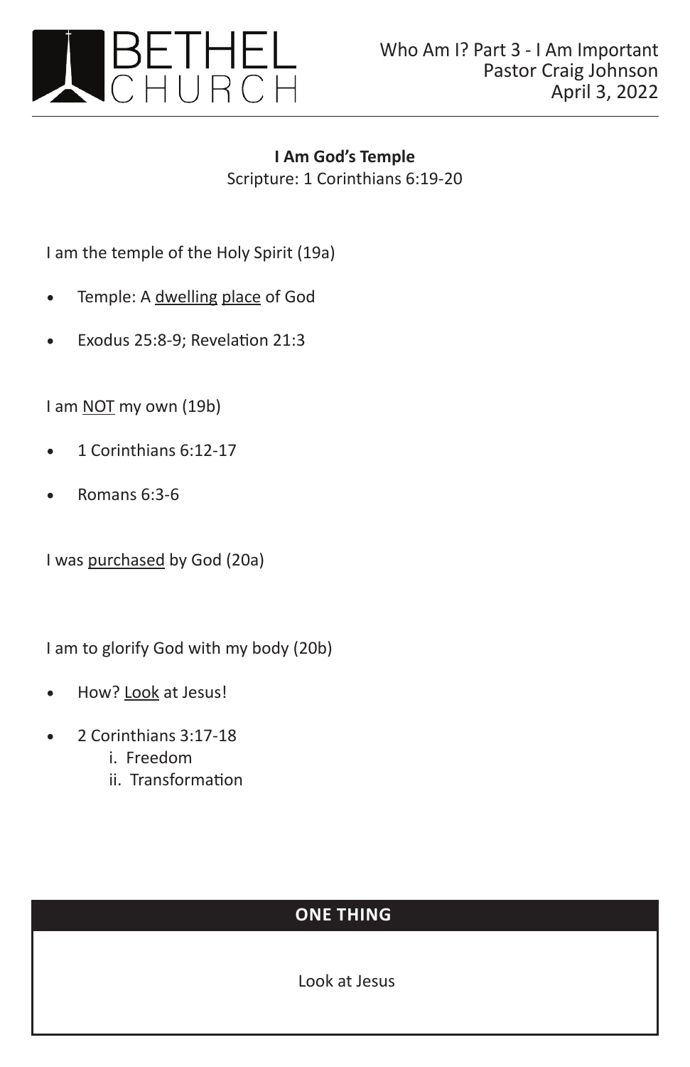# BETHEL CHURCH

Who Am I? Part 3 - I Am Important
Pastor Craig Johnson
April 3, 2022

---

**I Am God's Temple**
Scripture: 1 Corinthians 6:19-20

I am the temple of the Holy Spirit (19a)

- Temple: A <u>dwelling</u> <u>place</u> of God
- Exodus 25:8-9; Revelation 21:3

I am <u>NOT</u> my own (19b)

- 1 Corinthians 6:12-17
- Romans 6:3-6

I was <u>purchased</u> by God (20a)

I am to glorify God with my body (20b)

- How? <u>Look</u> at Jesus!
- 2 Corinthians 3:17-18
    - i. Freedom
    - ii. Transformation

## ONE THING

Look at Jesus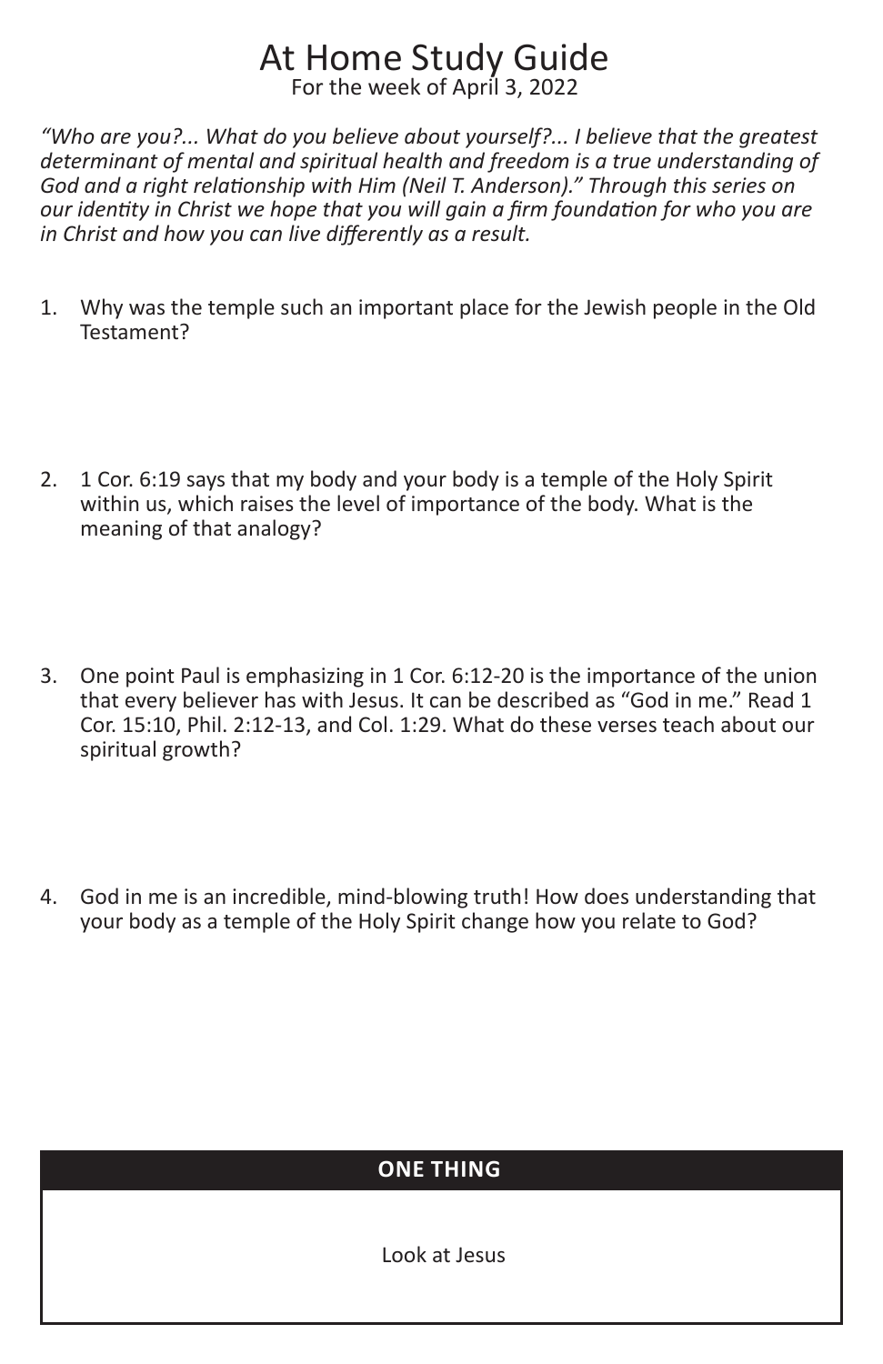# At Home Study Guide

For the week of April 3, 2022

*"Who are you?... What do you believe about yourself?... I believe that the greatest determinant of mental and spiritual health and freedom is a true understanding of God and a right relationship with Him (Neil T. Anderson)." Through this series on our identity in Christ we hope that you will gain a firm foundation for who you are in Christ and how you can live differently as a result.*

1. Why was the temple such an important place for the Jewish people in the Old Testament?

2. 1 Cor. 6:19 says that my body and your body is a temple of the Holy Spirit within us, which raises the level of importance of the body. What is the meaning of that analogy?

3. One point Paul is emphasizing in 1 Cor. 6:12-20 is the importance of the union that every believer has with Jesus. It can be described as "God in me." Read 1 Cor. 15:10, Phil. 2:12-13, and Col. 1:29. What do these verses teach about our spiritual growth?

4. God in me is an incredible, mind-blowing truth! How does understanding that your body as a temple of the Holy Spirit change how you relate to God?

**ONE THING**

Look at Jesus